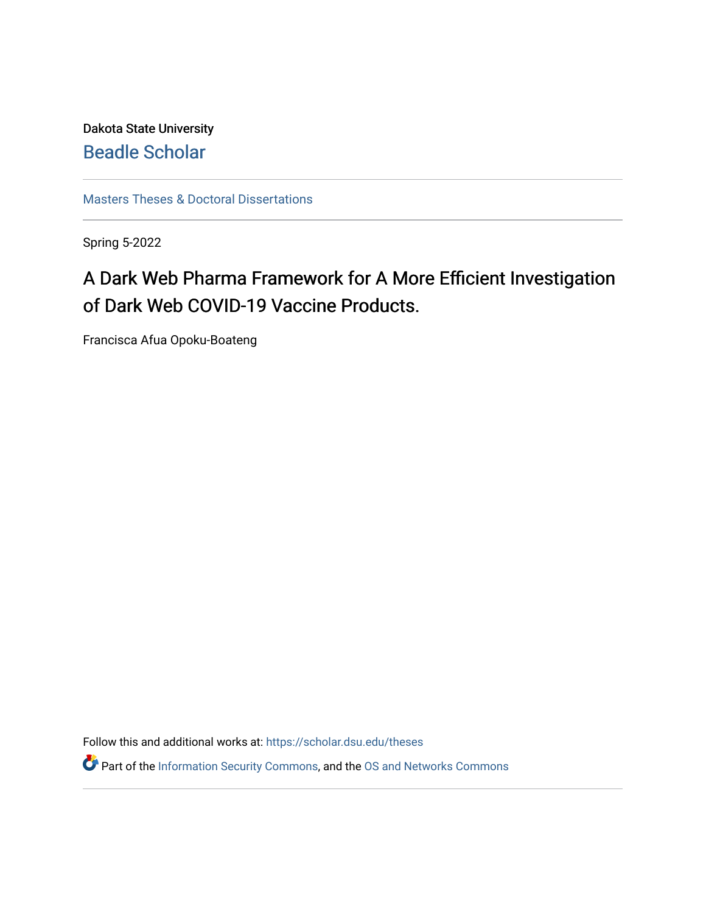Dakota State University

# Beadle Scholar

Masters Theses & Doctoral Dissertations

Spring 5-2022

# A Dark Web Pharma Framework for A More Efficient Investigation of Dark Web COVID-19 Vaccine Products.

Francisca Afua Opoku-Boateng

Follow this and additional works at: https://scholar.dsu.edu/theses

Part of the Information Security Commons, and the OS and Networks Commons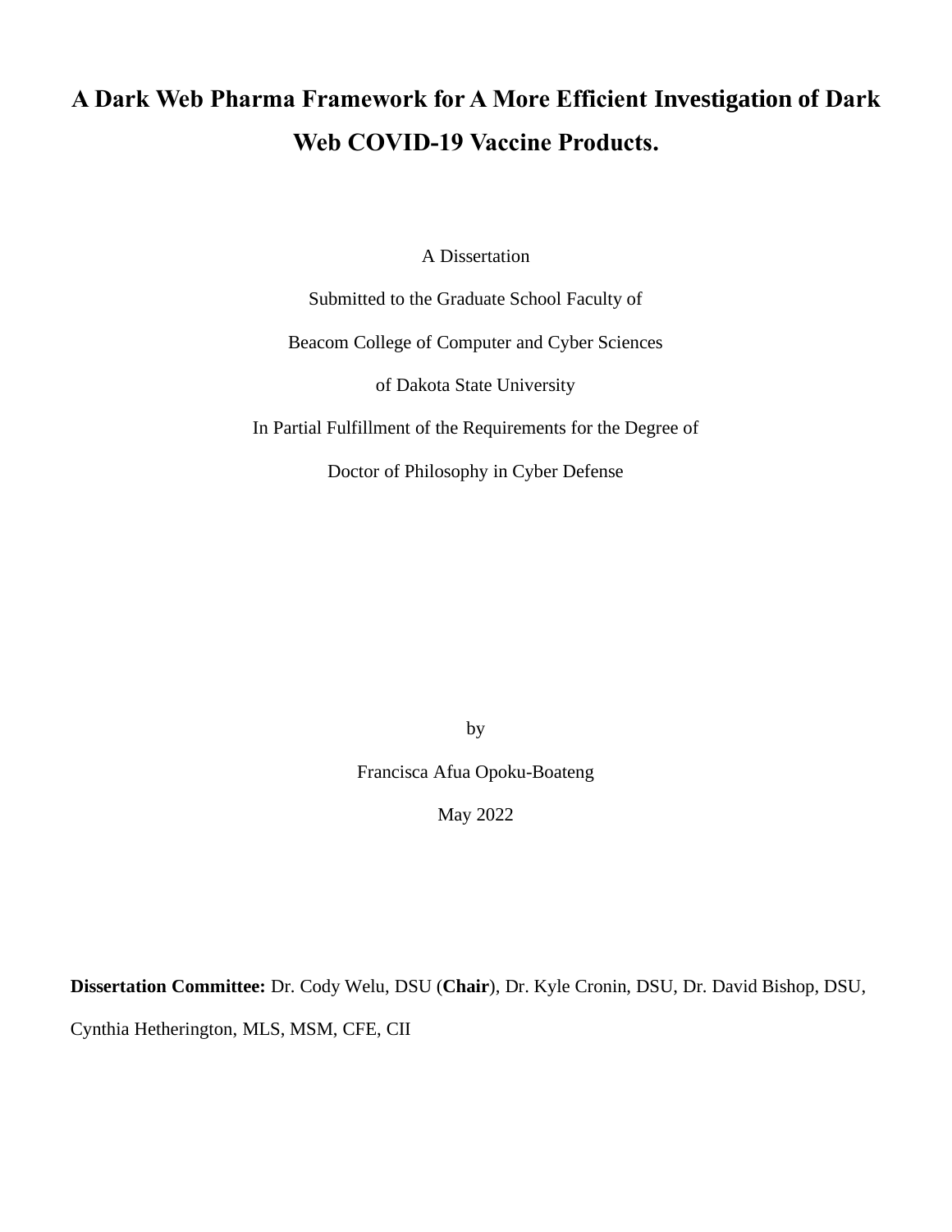# A Dark Web Pharma Framework for A More Efficient Investigation of Dark Web COVID-19 Vaccine Products.

A Dissertation

Submitted to the Graduate School Faculty of

Beacom College of Computer and Cyber Sciences

of Dakota State University

In Partial Fulfillment of the Requirements for the Degree of

Doctor of Philosophy in Cyber Defense

by

Francisca Afua Opoku-Boateng

May 2022

**Dissertation Committee:** Dr. Cody Welu, DSU (**Chair**), Dr. Kyle Cronin, DSU, Dr. David Bishop, DSU, Cynthia Hetherington, MLS, MSM, CFE, CII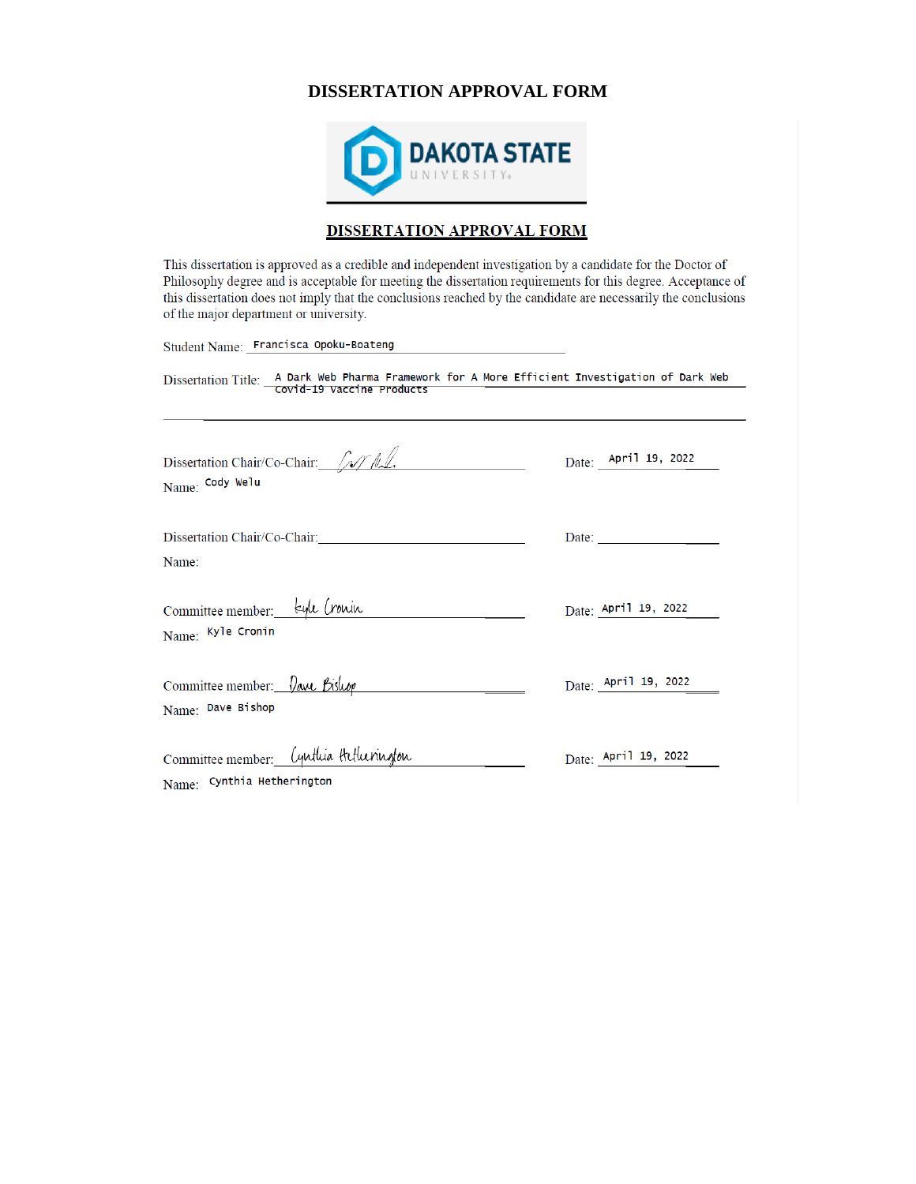# DISSERTATION APPROVAL FORM

DAKOTA STATE UNIVERSITY

## DISSERTATION APPROVAL FORM

This dissertation is approved as a credible and independent investigation by a candidate for the Doctor of Philosophy degree and is acceptable for meeting the dissertation requirements for this degree. Acceptance of this dissertation does not imply that the conclusions reached by the candidate are necessarily the conclusions of the major department or university.

Student Name: Francisca Opoku-Boateng

Dissertation Title: A Dark Web Pharma Framework for A More Efficient Investigation of Dark Web Covid-19 Vaccine Products

Dissertation Chair/Co-Chair: ______________ Date: April 19, 2022

Name: Cody Welu

Dissertation Chair/Co-Chair: ______________ Date: ______________

Name:

Committee member: Kyle Cronin Date: April 19, 2022

Name: Kyle Cronin

Committee member: Dave Bishop Date: April 19, 2022

Name: Dave Bishop

Committee member: Cynthia Hetherington Date: April 19, 2022

Name: Cynthia Hetherington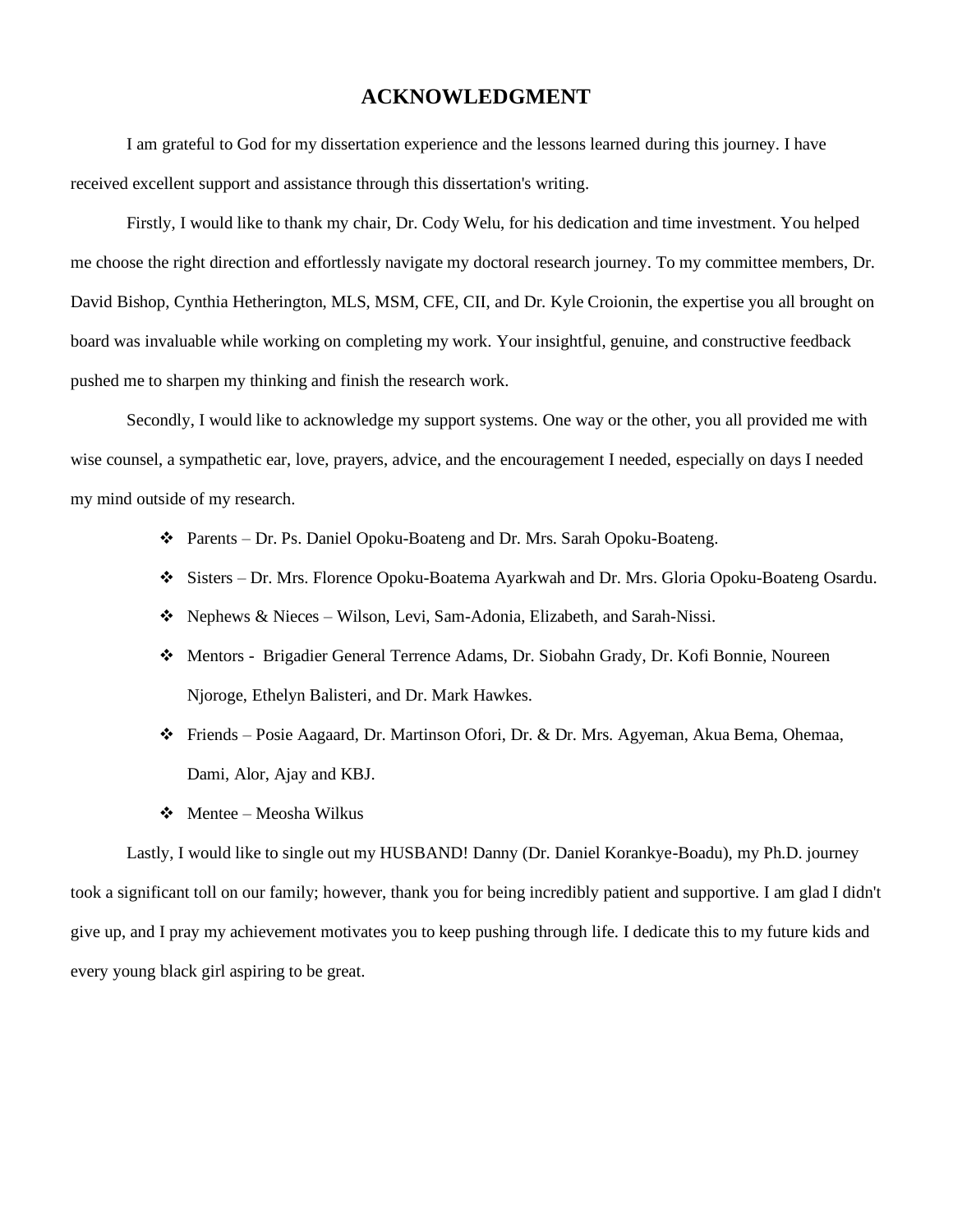# ACKNOWLEDGMENT

I am grateful to God for my dissertation experience and the lessons learned during this journey. I have received excellent support and assistance through this dissertation's writing.

Firstly, I would like to thank my chair, Dr. Cody Welu, for his dedication and time investment. You helped me choose the right direction and effortlessly navigate my doctoral research journey. To my committee members, Dr. David Bishop, Cynthia Hetherington, MLS, MSM, CFE, CII, and Dr. Kyle Croionin, the expertise you all brought on board was invaluable while working on completing my work. Your insightful, genuine, and constructive feedback pushed me to sharpen my thinking and finish the research work.

Secondly, I would like to acknowledge my support systems. One way or the other, you all provided me with wise counsel, a sympathetic ear, love, prayers, advice, and the encouragement I needed, especially on days I needed my mind outside of my research.

- Parents – Dr. Ps. Daniel Opoku-Boateng and Dr. Mrs. Sarah Opoku-Boateng.
- Sisters – Dr. Mrs. Florence Opoku-Boatema Ayarkwah and Dr. Mrs. Gloria Opoku-Boateng Osardu.
- Nephews & Nieces – Wilson, Levi, Sam-Adonia, Elizabeth, and Sarah-Nissi.
- Mentors - Brigadier General Terrence Adams, Dr. Siobahn Grady, Dr. Kofi Bonnie, Noureen Njoroge, Ethelyn Balisteri, and Dr. Mark Hawkes.
- Friends – Posie Aagaard, Dr. Martinson Ofori, Dr. & Dr. Mrs. Agyeman, Akua Bema, Ohemaa, Dami, Alor, Ajay and KBJ.
- Mentee – Meosha Wilkus

Lastly, I would like to single out my HUSBAND! Danny (Dr. Daniel Korankye-Boadu), my Ph.D. journey took a significant toll on our family; however, thank you for being incredibly patient and supportive. I am glad I didn't give up, and I pray my achievement motivates you to keep pushing through life. I dedicate this to my future kids and every young black girl aspiring to be great.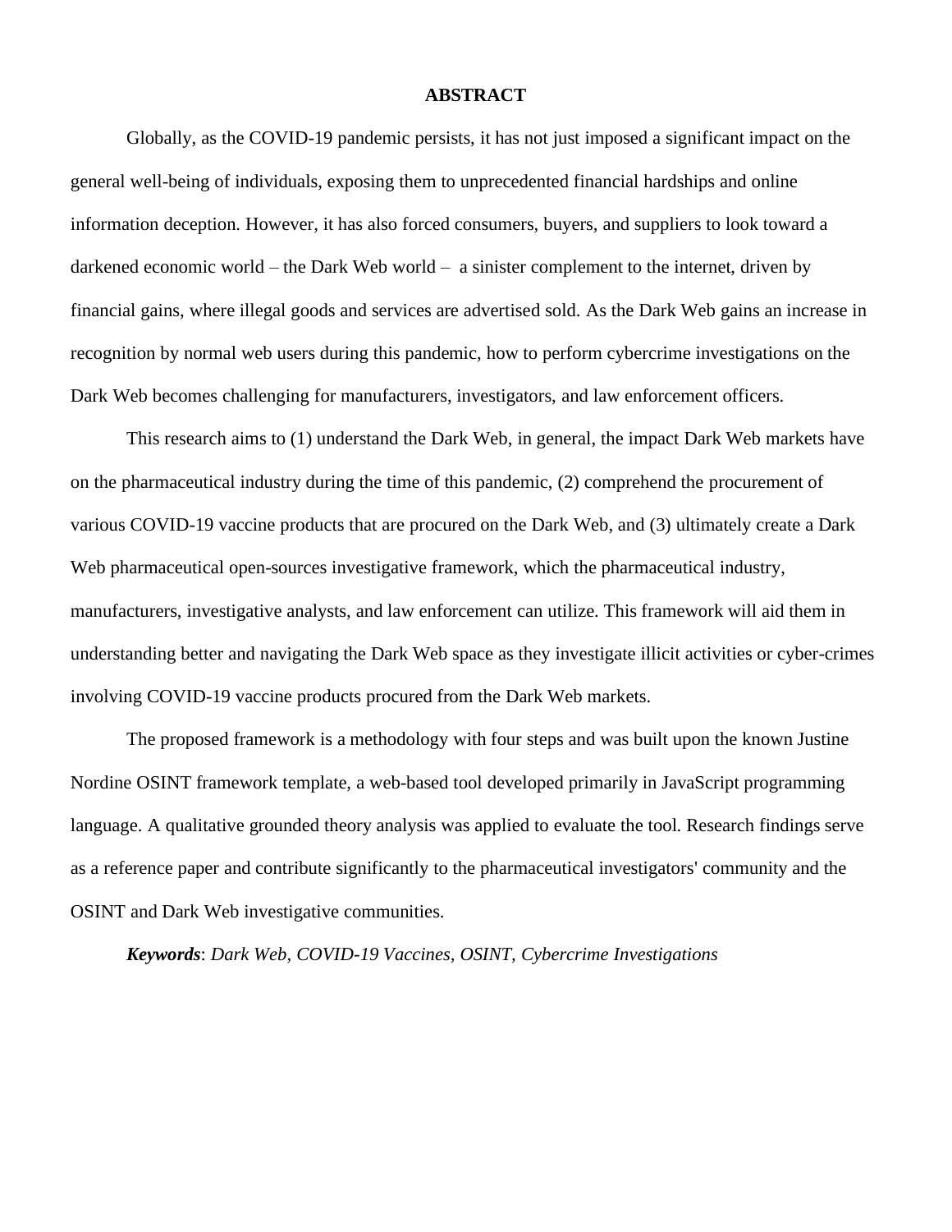# ABSTRACT

Globally, as the COVID-19 pandemic persists, it has not just imposed a significant impact on the general well-being of individuals, exposing them to unprecedented financial hardships and online information deception. However, it has also forced consumers, buyers, and suppliers to look toward a darkened economic world – the Dark Web world – a sinister complement to the internet, driven by financial gains, where illegal goods and services are advertised sold. As the Dark Web gains an increase in recognition by normal web users during this pandemic, how to perform cybercrime investigations on the Dark Web becomes challenging for manufacturers, investigators, and law enforcement officers.

This research aims to (1) understand the Dark Web, in general, the impact Dark Web markets have on the pharmaceutical industry during the time of this pandemic, (2) comprehend the procurement of various COVID-19 vaccine products that are procured on the Dark Web, and (3) ultimately create a Dark Web pharmaceutical open-sources investigative framework, which the pharmaceutical industry, manufacturers, investigative analysts, and law enforcement can utilize. This framework will aid them in understanding better and navigating the Dark Web space as they investigate illicit activities or cyber-crimes involving COVID-19 vaccine products procured from the Dark Web markets.

The proposed framework is a methodology with four steps and was built upon the known Justine Nordine OSINT framework template, a web-based tool developed primarily in JavaScript programming language. A qualitative grounded theory analysis was applied to evaluate the tool. Research findings serve as a reference paper and contribute significantly to the pharmaceutical investigators' community and the OSINT and Dark Web investigative communities.

***Keywords***: *Dark Web, COVID-19 Vaccines, OSINT, Cybercrime Investigations*